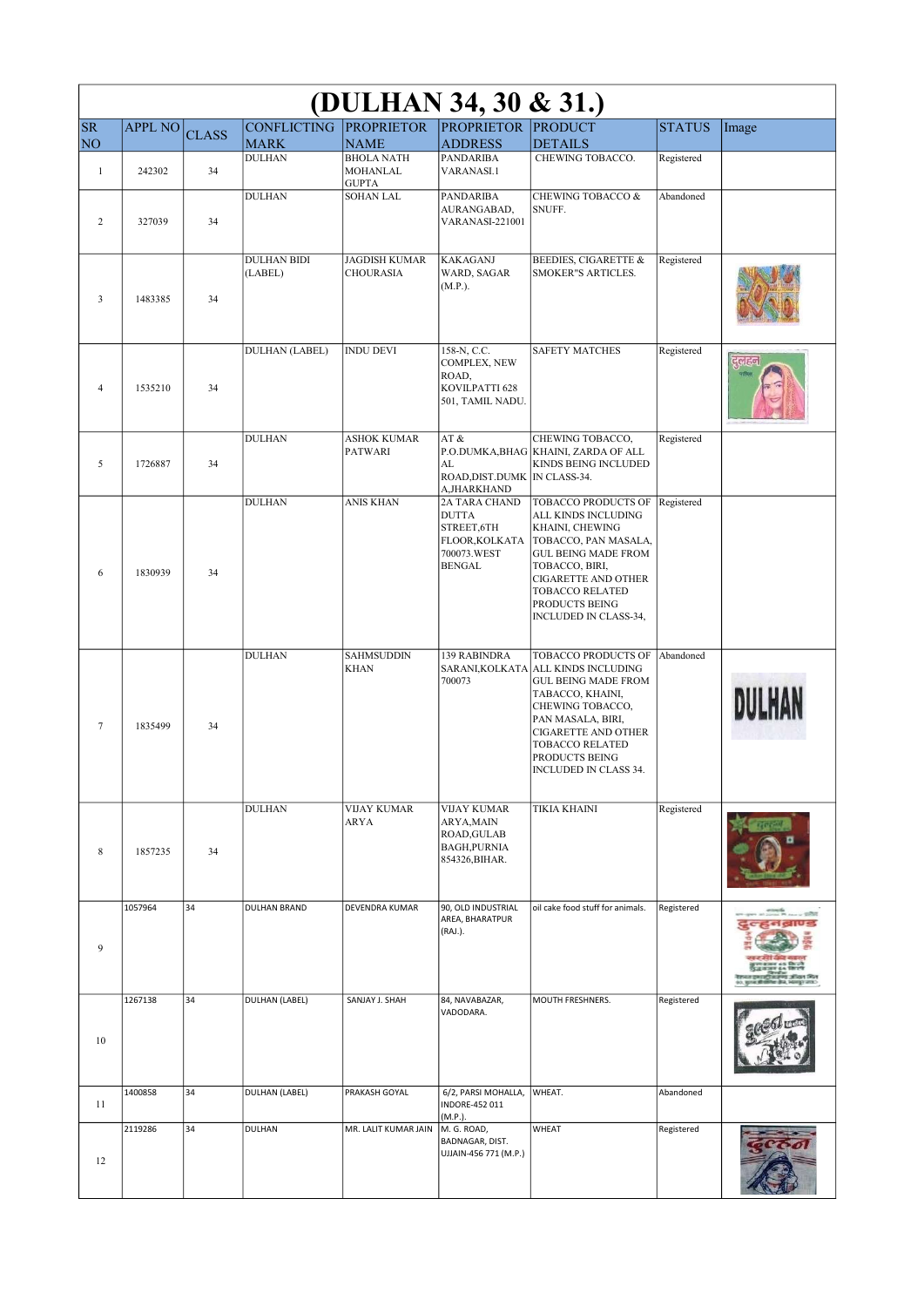# (DULHAN 34, 30 & 31.)

| SR NO | APPL NO | CLASS | CONFLICTING MARK | PROPRIETOR NAME | PROPRIETOR ADDRESS | PRODUCT DETAILS | STATUS | Image |
|---|---|---|---|---|---|---|---|---|
| 1 | 242302 | 34 | DULHAN | BHOLA NATH MOHANLAL GUPTA | PANDARIBA VARANASI.1 | CHEWING TOBACCO. | Registered | |
| 2 | 327039 | 34 | DULHAN | SOHAN LAL | PANDARIBA AURANGABAD, VARANASI-221001 | CHEWING TOBACCO & SNUFF. | Abandoned | |
| 3 | 1483385 | 34 | DULHAN BIDI (LABEL) | JAGDISH KUMAR CHOURASIA | KAKAGANJ WARD, SAGAR (M.P.). | BEEDIES, CIGARETTE & SMOKER"S ARTICLES. | Registered | |
| 4 | 1535210 | 34 | DULHAN (LABEL) | INDU DEVI | 158-N, C.C. COMPLEX, NEW ROAD, KOVILPATTI 628 501, TAMIL NADU. | SAFETY MATCHES | Registered | |
| 5 | 1726887 | 34 | DULHAN | ASHOK KUMAR PATWARI | AT & P.O.DUMKA,BHAGAL ROAD,DIST.DUMKA,JHARKHAND | CHEWING TOBACCO, KHAINI, ZARDA OF ALL KINDS BEING INCLUDED IN CLASS-34. | Registered | |
| 6 | 1830939 | 34 | DULHAN | ANIS KHAN | 2A TARA CHAND DUTTA STREET,6TH FLOOR,KOLKATA 700073.WEST BENGAL | TOBACCO PRODUCTS OF ALL KINDS INCLUDING KHAINI, CHEWING TOBACCO, PAN MASALA, GUL BEING MADE FROM TOBACCO, BIRI, CIGARETTE AND OTHER TOBACCO RELATED PRODUCTS BEING INCLUDED IN CLASS-34, | Registered | |
| 7 | 1835499 | 34 | DULHAN | SAHMSUDDIN KHAN | 139 RABINDRA SARANI,KOLKATA 700073 | TOBACCO PRODUCTS OF ALL KINDS INCLUDING GUL BEING MADE FROM TABACCO, KHAINI, CHEWING TOBACCO, PAN MASALA, BIRI, CIGARETTE AND OTHER TOBACCO RELATED PRODUCTS BEING INCLUDED IN CLASS 34. | Abandoned | DULHAN |
| 8 | 1857235 | 34 | DULHAN | VIJAY KUMAR ARYA | VIJAY KUMAR ARYA,MAIN ROAD,GULAB BAGH,PURNIA 854326,BIHAR. | TIKIA KHAINI | Registered | |
| 9 | 1057964 | 34 | DULHAN BRAND | DEVENDRA KUMAR | 90, OLD INDUSTRIAL AREA, BHARATPUR (RAJ.). | oil cake food stuff for animals. | Registered | |
| 10 | 1267138 | 34 | DULHAN (LABEL) | SANJAY J. SHAH | 84, NAVABAZAR, VADODARA. | MOUTH FRESHNERS. | Registered | |
| 11 | 1400858 | 34 | DULHAN (LABEL) | PRAKASH GOYAL | 6/2, PARSI MOHALLA, INDORE-452 011 (M.P.). | WHEAT. | Abandoned | |
| 12 | 2119286 | 34 | DULHAN | MR. LALIT KUMAR JAIN | M. G. ROAD, BADNAGAR, DIST. UJJAIN-456 771 (M.P.) | WHEAT | Registered | |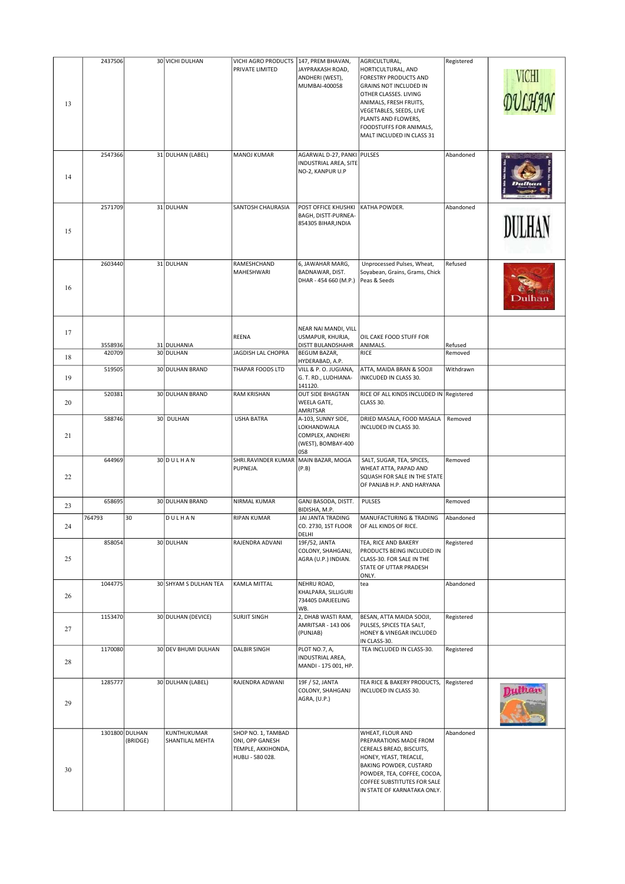| | | | | | | | | |
|---|---|---|---|---|---|---|---|---|
| 13 | 2437506 | 30 | VICHI DULHAN | VICHI AGRO PRODUCTS PRIVATE LIMITED | 147, PREM BHAVAN, JAYPRAKASH ROAD, ANDHERI (WEST), MUMBAI-400058 | AGRICULTURAL, HORTICULTURAL, AND FORESTRY PRODUCTS AND GRAINS NOT INCLUDED IN OTHER CLASSES. LIVING ANIMALS, FRESH FRUITS, VEGETABLES, SEEDS, LIVE PLANTS AND FLOWERS, FOODSTUFFS FOR ANIMALS, MALT INCLUDED IN CLASS 31 | Registered | VICHI DULHAN |
| 14 | 2547366 | 31 | DULHAN (LABEL) | MANOJ KUMAR | AGARWAL D-27, PANKI INDUSTRIAL AREA, SITE NO-2, KANPUR U.P | PULSES | Abandoned | |
| 15 | 2571709 | 31 | DULHAN | SANTOSH CHAURASIA | POST OFFICE KHUSHKI BAGH, DISTT-PURNEA-854305 BIHAR,INDIA | KATHA POWDER. | Abandoned | DULHAN |
| 16 | 2603440 | 31 | DULHAN | RAMESHCHAND MAHESHWARI | 6, JAWAHAR MARG, BADNAWAR, DIST. DHAR - 454 660 (M.P.) | Unprocessed Pulses, Wheat, Soyabean, Grains, Grams, Chick Peas & Seeds | Refused | Dulhan |
| 17 | 3558936 | 31 | DULHANIA | REENA | NEAR NAI MANDI, VILL USMAPUR, KHURJA, DISTT BULANDSHAHR | OIL CAKE FOOD STUFF FOR ANIMALS. | Refused | |
| 18 | 420709 | 30 | DULHAN | JAGDISH LAL CHOPRA | BEGUM BAZAR, HYDERABAD, A.P. | RICE | Removed | |
| 19 | 519505 | 30 | DULHAN BRAND | THAPAR FOODS LTD | VILL & P. O. JUGIANA, G. T. RD., LUDHIANA-141120. | ATTA, MAIDA BRAN & SOOJI INKCUDED IN CLASS 30. | Withdrawn | |
| 20 | 520381 | 30 | DULHAN BRAND | RAM KRISHAN | OUT SIDE BHAGTAN WEELA GATE, AMRITSAR | RICE OF ALL KINDS INCLUDED IN CLASS 30. | Registered | |
| 21 | 588746 | 30 | DULHAN | USHA BATRA | A-103, SUNNY SIDE, LOKHANDWALA COMPLEX, ANDHERI (WEST), BOMBAY-400 058 | DRIED MASALA, FOOD MASALA INCLUDED IN CLASS 30. | Removed | |
| 22 | 644969 | 30 | D U L H A N | SHRI.RAVINDER KUMAR PUPNEJA. | MAIN BAZAR, MOGA (P.B) | SALT, SUGAR, TEA, SPICES, WHEAT ATTA, PAPAD AND SQUASH FOR SALE IN THE STATE OF PANJAB H.P. AND HARYANA | Removed | |
| 23 | 658695 | 30 | DULHAN BRAND | NIRMAL KUMAR | GANJ BASODA, DISTT. BIDISHA, M.P. | PULSES | Removed | |
| 24 | 764793 | 30 | D U L H A N | RIPAN KUMAR | JAI JANTA TRADING CO. 2730, 1ST FLOOR DELHI | MANUFACTURING & TRADING OF ALL KINDS OF RICE. | Abandoned | |
| 25 | 858054 | 30 | DULHAN | RAJENDRA ADVANI | 19F/52, JANTA COLONY, SHAHGANJ, AGRA (U.P.) INDIAN. | TEA, RICE AND BAKERY PRODUCTS BEING INCLUDED IN CLASS-30. FOR SALE IN THE STATE OF UTTAR PRADESH ONLY. | Registered | |
| 26 | 1044775 | 30 | SHYAM S DULHAN TEA | KAMLA MITTAL | NEHRU ROAD, KHALPARA, SILLIGURI 734405 DARJEELING WB. | tea | Abandoned | |
| 27 | 1153470 | 30 | DULHAN (DEVICE) | SURJIT SINGH | 2, DHAB WASTI RAM, AMRITSAR - 143 006 (PUNJAB) | BESAN, ATTA MAIDA SOOJI, PULSES, SPICES TEA SALT, HONEY & VINEGAR INCLUDED IN CLASS-30. | Registered | |
| 28 | 1170080 | 30 | DEV BHUMI DULHAN | DALBIR SINGH | PLOT NO.7, A, INDUSTRIAL AREA, MANDI - 175 001, HP. | TEA INCLUDED IN CLASS-30. | Registered | |
| 29 | 1285777 | 30 | DULHAN (LABEL) | RAJENDRA ADWANI | 19F / 52, JANTA COLONY, SHAHGANJ AGRA, (U.P.) | TEA RICE & BAKERY PRODUCTS, INCLUDED IN CLASS 30. | Registered | Dulhan |
| 30 | 1301800 | DULHAN (BRIDGE) | KUNTHUKUMAR SHANTILAL MEHTA | SHOP NO. 1, TAMBAD ONI, OPP GANESH TEMPLE, AKKIHONDA, HUBLI - 580 028. | | WHEAT, FLOUR AND PREPARATIONS MADE FROM CEREALS BREAD, BISCUITS, HONEY, YEAST, TREACLE, BAKING POWDER, CUSTARD POWDER, TEA, COFFEE, COCOA, COFFEE SUBSTITUTES FOR SALE IN STATE OF KARNATAKA ONLY. | Abandoned | |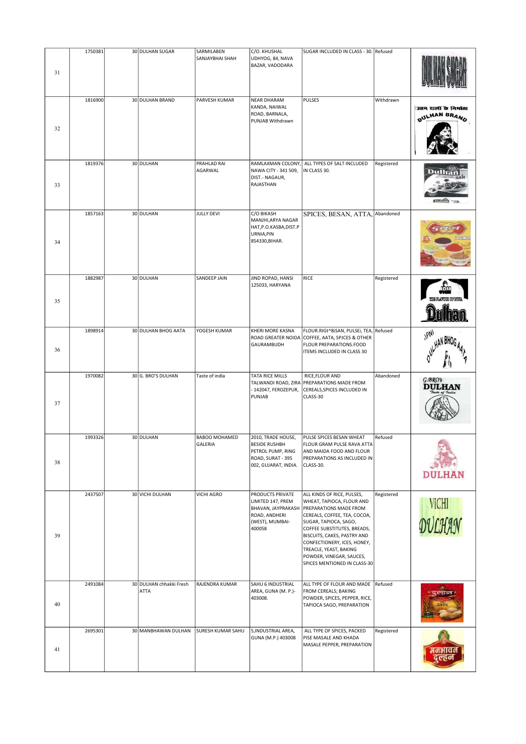| | | | | | | | | |
|---|---|---|---|---|---|---|---|---|
| 31 | 1750381 | 30 | DULHAN SUGAR | SARMILABEN SANJAYBHAI SHAH | C/O. KHUSHAL UDHYOG, 84, NAVA BAZAR, VADODARA | SUGAR INCLUDED IN CLASS - 30. | Refused | |
| 32 | 1816900 | 30 | DULHAN BRAND | PARVESH KUMAR | NEAR DHARAM KANDA, NAIWAL ROAD, BARNALA, PUNJAB Withdrawn | PULSES | Withdrawn | |
| 33 | 1819376 | 30 | DULHAN | PRAHLAD RAI AGARWAL | RAMLAXMAN COLONY, NAWA CITY - 341 509, DIST.- NAGAUR, RAJASTHAN | ALL TYPES OF SALT INCLUDED IN CLASS 30. | Registered | |
| 34 | 1857163 | 30 | DULHAN | JULLY DEVI | C/O BIKASH MANJHI,ARYA NAGAR HAT,P.O.KASBA,DIST.PURNIA,PIN 854330,BIHAR. | SPICES, BESAN, ATTA, | Abandoned | |
| 35 | 1882987 | 30 | DULHAN | SANDEEP JAIN | JIND ROPAD, HANSI 125033, HARYANA | RICE | Registered | |
| 36 | 1898914 | 30 | DULHAN BHOG AATA | YOGESH KUMAR | KHERI MORE KASNA ROAD GREATER NOIDA GAURAMBUDH | FLOUR.RIGt^BiSAN, PULSEi, TEA, COFFEE, AATA, SPJCES & OTHER FLOUR PREPARATIONS.FOOD ITEMS INCLUDED IN CLASS 30 | Refused | |
| 37 | 1970082 | 30 | G. BRO'S DULHAN | Taste of india | TATA RICE MILLS TALWANDI ROAD, ZIRA - 142047, FEROZEPUR, PUNJAB | RICE,FLOUR AND PREPARATIONS MADE FROM CEREALS,SPICES INCLUDED IN CLASS-30 | Abandoned | |
| 38 | 1993326 | 30 | DULHAN | BABOO MOHAMED GALERIA | 2010, TRADE HOUSE, BESIDE RUSHBH PETROL PUMP, RING ROAD, SURAT - 395 002, GUJARAT, INDIA. | PULSE SPICES BESAN WHEAT FLOUR GRAM PULSE RAVA ATTA AND MAIDA FOOD AND FLOUR PREPARATIONS AS INCLUDED IN CLASS-30. | Refused | |
| 39 | 2437507 | 30 | VICHI DULHAN | VICHI AGRO | PRODUCTS PRIVATE LIMITED 147, PREM BHAVAN, JAYPRAKASH ROAD, ANDHERI (WEST), MUMBAI-400058 | ALL KINDS OF RICE, PULSES, WHEAT, TAPIOCA, FLOUR AND PREPARATIONS MADE FROM CEREALS, COFFEE, TEA, COCOA, SUGAR, TAPIOCA, SAGO, COFFEE SUBSTITUTES, BREADS, BISCUITS, CAKES, PASTRY AND CONFECTIONERY, ICES, HONEY, TREACLE, YEAST, BAKING POWDER, VINEGAR, SAUCES, SPICES MENTIONED IN CLASS-30 | Registered | |
| 40 | 2491084 | 30 | DULHAN chhakki Fresh ATTA | RAJENDRA KUMAR | SAHU 6 INDUSTRIAL AREA, GUNA (M. P.)-403008. | ALL TYPE OF FLOUR AND MADE FROM CEREALS; BAKING POWDER, SPICES, PEPPER, RICE, TAPIOCA SAGO, PREPARATION | Refused | |
| 41 | 2695301 | 30 | MANBHAWAN DULHAN | SURESH KUMAR SAHU | 5,INDUSTRIAL AREA, GUNA (M.P.) 403008 | ALL TYPE OF SPICES, PACKED PISE MASALE AND KHADA MASALE PEPPER, PREPARATION | Registered | |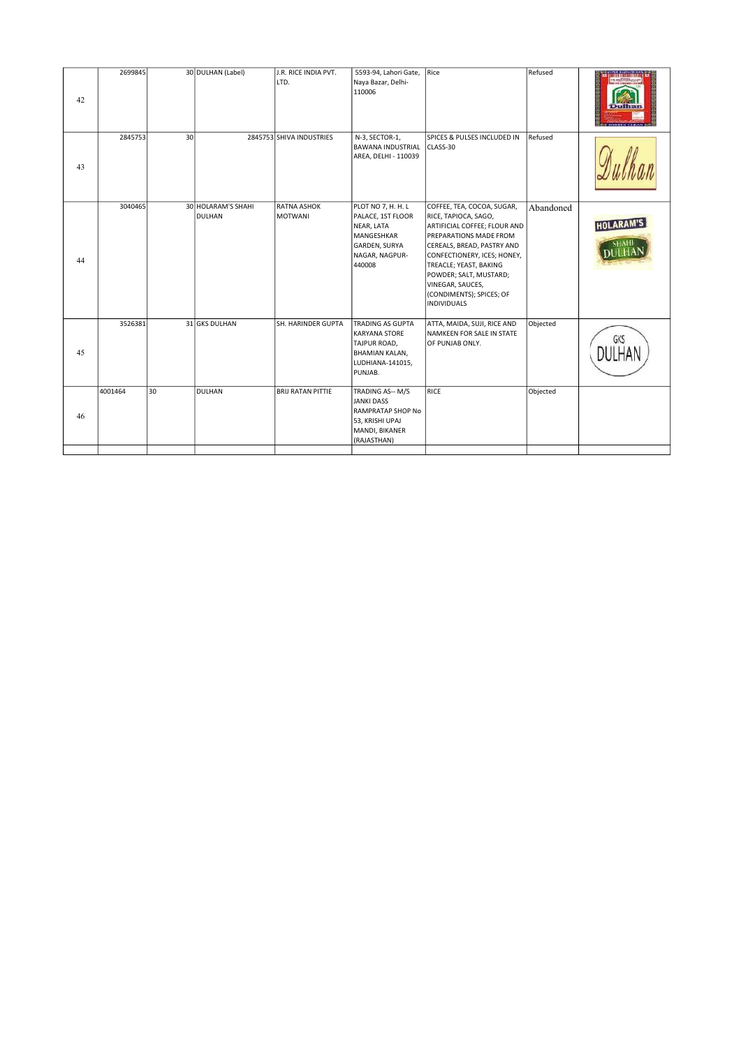| | | | | | | | | |
|---|---|---|---|---|---|---|---|---|
| 42 | 2699845 | 30 | DULHAN (Label) | J.R. RICE INDIA PVT. LTD. | 5593-94, Lahori Gate, Naya Bazar, Delhi-110006 | Rice | Refused | |
| 43 | 2845753 | 30 | 2845753 | SHIVA INDUSTRIES | N-3, SECTOR-1, BAWANA INDUSTRIAL AREA, DELHI - 110039 | SPICES & PULSES INCLUDED IN CLASS-30 | Refused | Dulhan |
| 44 | 3040465 | 30 | HOLARAM'S SHAHI DULHAN | RATNA ASHOK MOTWANI | PLOT NO 7, H. H. L PALACE, 1ST FLOOR NEAR, LATA MANGESHKAR GARDEN, SURYA NAGAR, NAGPUR-440008 | COFFEE, TEA, COCOA, SUGAR, RICE, TAPIOCA, SAGO, ARTIFICIAL COFFEE; FLOUR AND PREPARATIONS MADE FROM CEREALS, BREAD, PASTRY AND CONFECTIONERY, ICES; HONEY, TREACLE; YEAST, BAKING POWDER; SALT, MUSTARD; VINEGAR, SAUCES, (CONDIMENTS); SPICES; OF INDIVIDUALS | Abandoned | HOLARAM'S SHAHI DULHAN |
| 45 | 3526381 | 31 | GKS DULHAN | SH. HARINDER GUPTA | TRADING AS GUPTA KARYANA STORE TAJPUR ROAD, BHAMIAN KALAN, LUDHIANA-141015, PUNJAB. | ATTA, MAIDA, SUJI, RICE AND NAMKEEN FOR SALE IN STATE OF PUNJAB ONLY. | Objected | GKS DULHAN |
| 46 | 4001464 | 30 | DULHAN | BRIJ RATAN PITTIE | TRADING AS-- M/S JANKI DASS RAMPRATAP SHOP No 53, KRISHI UPAJ MANDI, BIKANER (RAJASTHAN) | RICE | Objected | |